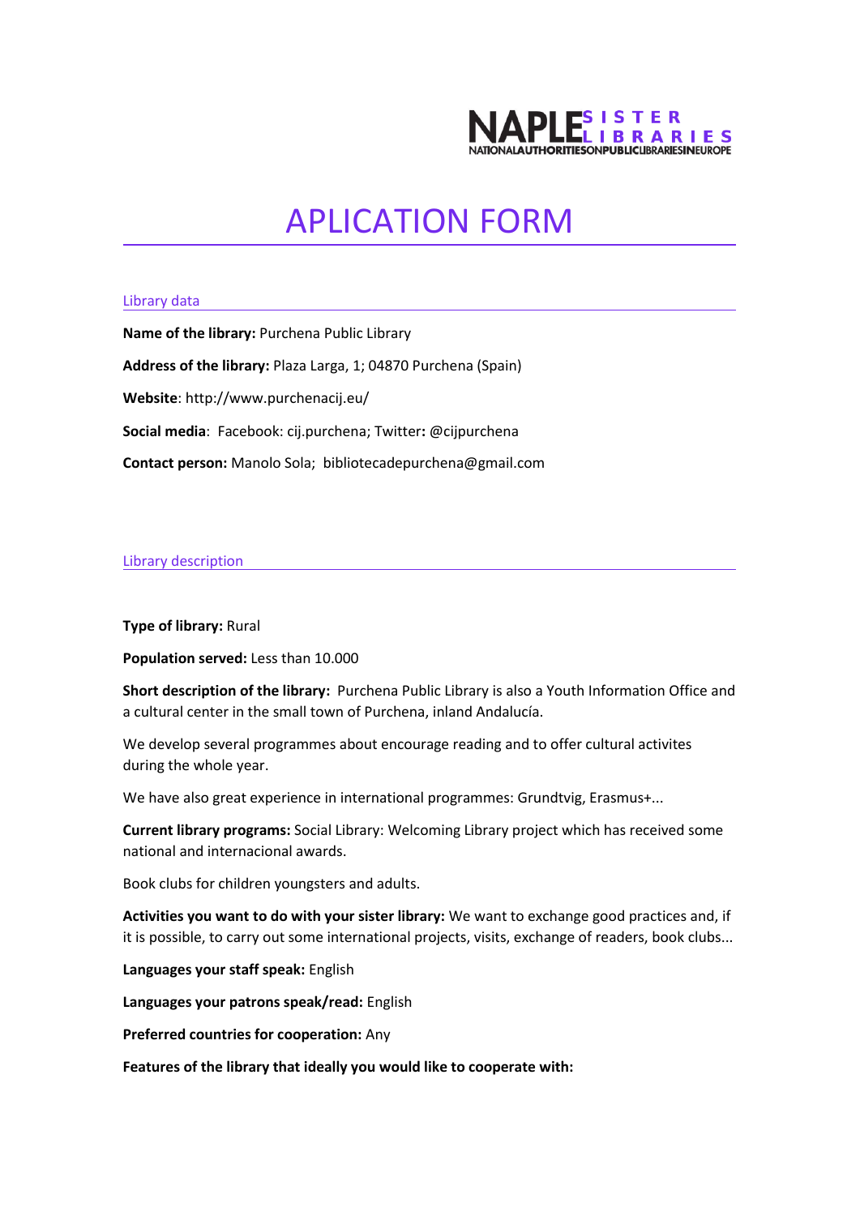NAPLE SISTER LIBRARIES
NATIONAL AUTHORITIES ON PUBLIC LIBRARIES IN EUROPE

# APLICATION FORM

## Library data

**Name of the library:** Purchena Public Library

**Address of the library:** Plaza Larga, 1; 04870 Purchena (Spain)

**Website**: http://www.purchenacij.eu/

**Social media**: Facebook: cij.purchena; Twitter**:** @cijpurchena

**Contact person:** Manolo Sola; bibliotecadepurchena@gmail.com

## Library description

**Type of library:** Rural

**Population served:** Less than 10.000

**Short description of the library:** Purchena Public Library is also a Youth Information Office and a cultural center in the small town of Purchena, inland Andalucía.

We develop several programmes about encourage reading and to offer cultural activites during the whole year.

We have also great experience in international programmes: Grundtvig, Erasmus+...

**Current library programs:** Social Library: Welcoming Library project which has received some national and internacional awards.

Book clubs for children youngsters and adults.

**Activities you want to do with your sister library:** We want to exchange good practices and, if it is possible, to carry out some international projects, visits, exchange of readers, book clubs...

**Languages your staff speak:** English

**Languages your patrons speak/read:** English

**Preferred countries for cooperation:** Any

**Features of the library that ideally you would like to cooperate with:**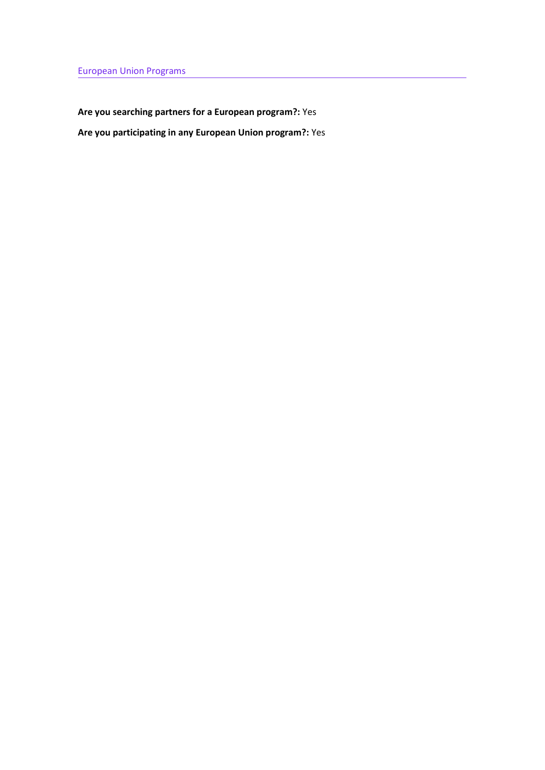## European Union Programs

**Are you searching partners for a European program?:** Yes

**Are you participating in any European Union program?:** Yes